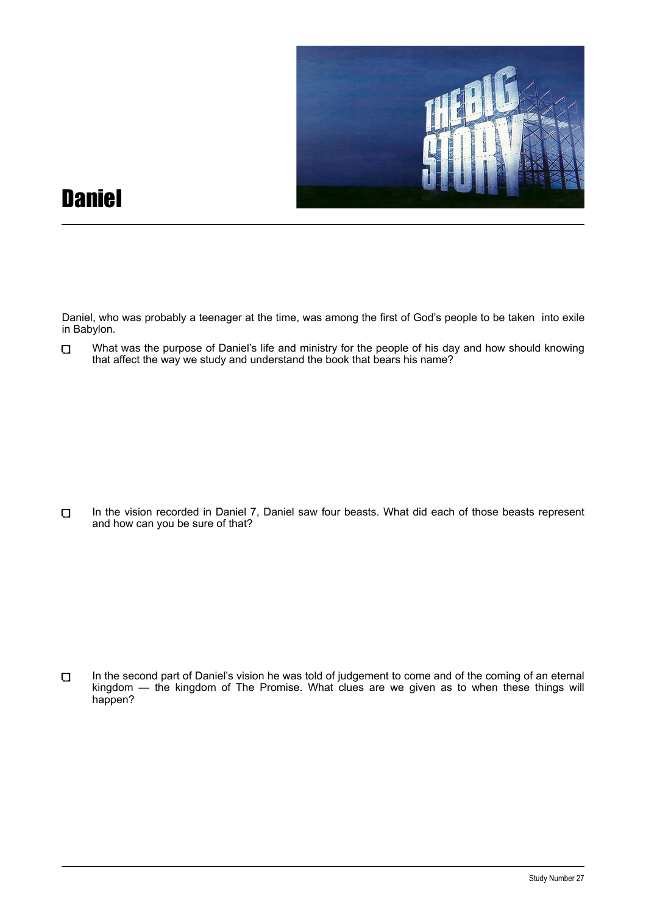# Daniel

Daniel, who was probably a teenager at the time, was among the first of God's people to be taken into exile in Babylon.

- [ ] What was the purpose of Daniel's life and ministry for the people of his day and how should knowing that affect the way we study and understand the book that bears his name?

- [ ] In the vision recorded in Daniel 7, Daniel saw four beasts. What did each of those beasts represent and how can you be sure of that?

- [ ] In the second part of Daniel's vision he was told of judgement to come and of the coming of an eternal kingdom — the kingdom of The Promise. What clues are we given as to when these things will happen?

Study Number 27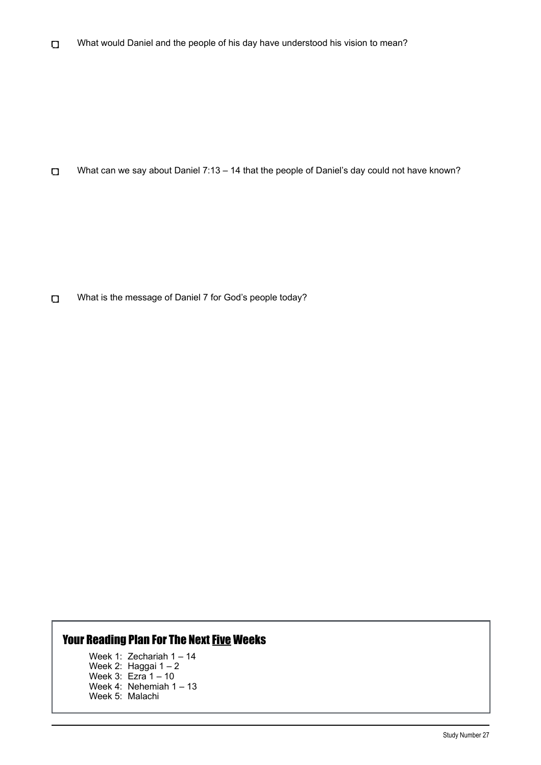- [ ] What would Daniel and the people of his day have understood his vision to mean?

- [ ] What can we say about Daniel 7:13 – 14 that the people of Daniel's day could not have known?

- [ ] What is the message of Daniel 7 for God's people today?

## Your Reading Plan For The Next <u>Five</u> Weeks

Week 1: Zechariah 1 – 14
Week 2: Haggai 1 – 2
Week 3: Ezra 1 – 10
Week 4: Nehemiah 1 – 13
Week 5: Malachi

Study Number 27